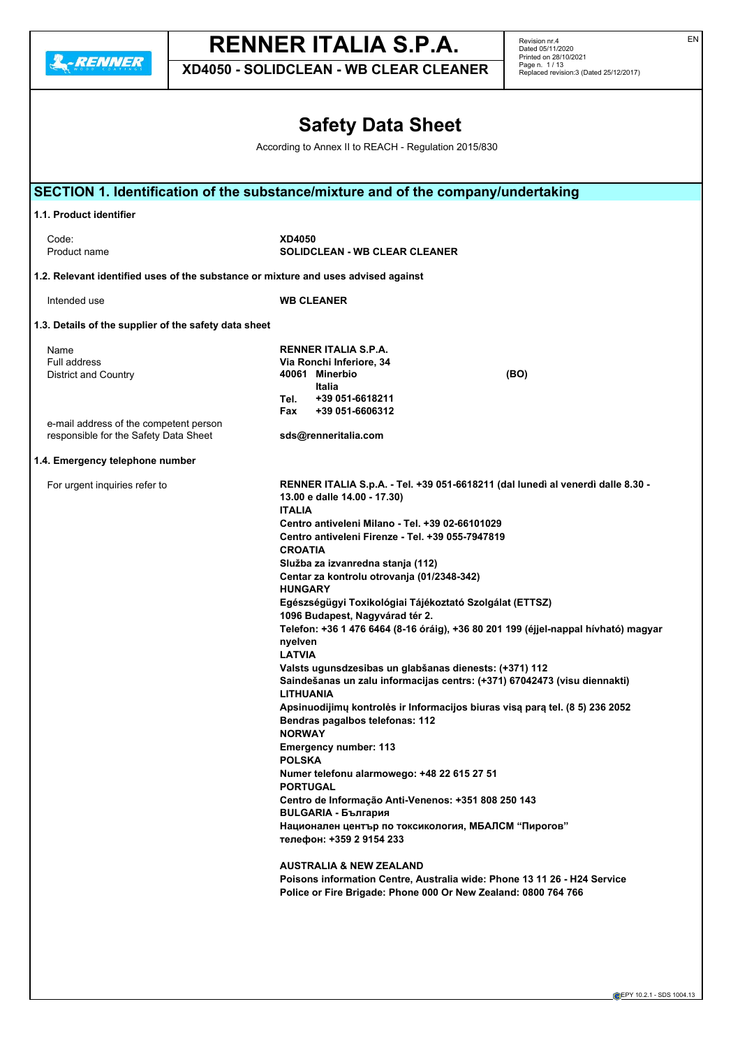# Safety Data Sheet

According to Annex II to REACH - Regulation 2015/830

## SECTION 1. Identification of the substance/mixture and of the company/undertaking

### 1.1. Product identifier

| | |
|---|---|
| Code: | **XD4050** |
| Product name | **SOLIDCLEAN - WB CLEAR CLEANER** |

### 1.2. Relevant identified uses of the substance or mixture and uses advised against

| | |
|---|---|
| Intended use | **WB CLEANER** |

### 1.3. Details of the supplier of the safety data sheet

| | |
|---|---|
| Name | **RENNER ITALIA S.P.A.** |
| Full address | **Via Ronchi Inferiore, 34** |
| District and Country | **40061 Minerbio (BO)** |
| | **Italia** |
| | **Tel. +39 051-6618211** |
| | **Fax +39 051-6606312** |
| e-mail address of the competent person responsible for the Safety Data Sheet | **sds@renneritalia.com** |

### 1.4. Emergency telephone number

For urgent inquiries refer to

**RENNER ITALIA S.p.A. - Tel. +39 051-6618211 (dal lunedì al venerdì dalle 8.30 - 13.00 e dalle 14.00 - 17.30)**
**ITALIA**
**Centro antiveleni Milano - Tel. +39 02-66101029**
**Centro antiveleni Firenze - Tel. +39 055-7947819**
**CROATIA**
**Služba za izvanredna stanja (112)**
**Centar za kontrolu otrovanja (01/2348-342)**
**HUNGARY**
**Egészségügyi Toxikológiai Tájékoztató Szolgálat (ETTSZ)**
**1096 Budapest, Nagyvárad tér 2.**
**Telefon: +36 1 476 6464 (8-16 óráig), +36 80 201 199 (éjjel-nappal hívható) magyar nyelven**
**LATVIA**
**Valsts ugunsdzesibas un glabšanas dienests: (+371) 112**
**Saindešanas un zalu informacijas centrs: (+371) 67042473 (visu diennakti)**
**LITHUANIA**
**Apsinuodijimų kontrolės ir Informacijos biuras visą parą tel. (8 5) 236 2052**
**Bendras pagalbos telefonas: 112**
**NORWAY**
**Emergency number: 113**
**POLSKA**
**Numer telefonu alarmowego: +48 22 615 27 51**
**PORTUGAL**
**Centro de Informação Anti-Venenos: +351 808 250 143**
**BULGARIA - България**
**Национален център по токсикология, МБАЛСМ "Пирогов"**
**телефон: +359 2 9154 233**

**AUSTRALIA & NEW ZEALAND**
**Poisons information Centre, Australia wide: Phone 13 11 26 - H24 Service**
**Police or Fire Brigade: Phone 000 Or New Zealand: 0800 764 766**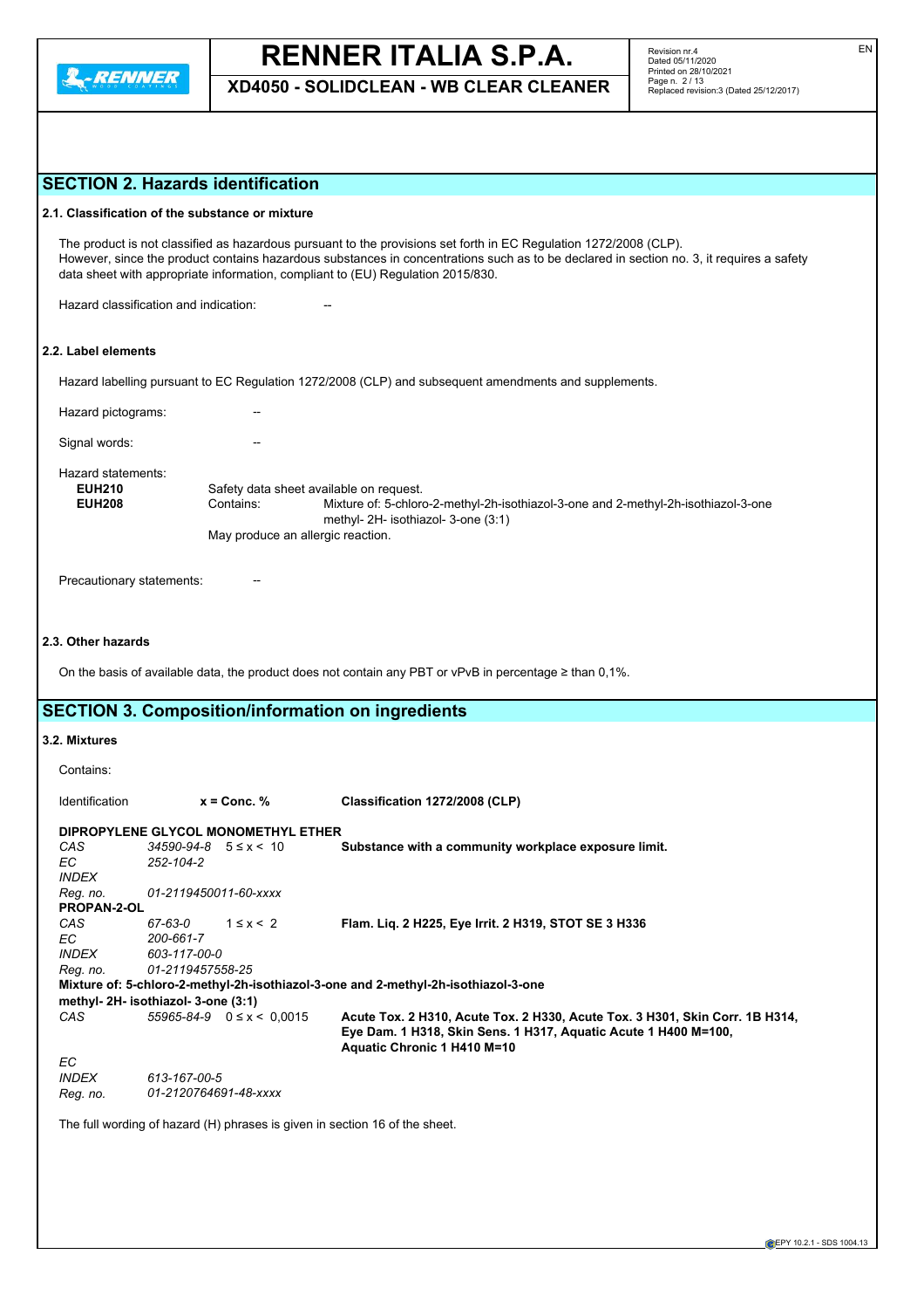## SECTION 2. Hazards identification

### 2.1. Classification of the substance or mixture

The product is not classified as hazardous pursuant to the provisions set forth in EC Regulation 1272/2008 (CLP).
However, since the product contains hazardous substances in concentrations such as to be declared in section no. 3, it requires a safety data sheet with appropriate information, compliant to (EU) Regulation 2015/830.

Hazard classification and indication: --

### 2.2. Label elements

Hazard labelling pursuant to EC Regulation 1272/2008 (CLP) and subsequent amendments and supplements.

Hazard pictograms: --

Signal words: --

Hazard statements:

**EUH210** Safety data sheet available on request.
**EUH208** Contains: Mixture of: 5-chloro-2-methyl-2h-isothiazol-3-one and 2-methyl-2h-isothiazol-3-one methyl- 2H- isothiazol- 3-one (3:1)
May produce an allergic reaction.

Precautionary statements: --

### 2.3. Other hazards

On the basis of available data, the product does not contain any PBT or vPvB in percentage ≥ than 0,1%.

## SECTION 3. Composition/information on ingredients

### 3.2. Mixtures

Contains:

| Identification | | x = Conc. % | Classification 1272/2008 (CLP) |
|---|---|---|---|
| **DIPROPYLENE GLYCOL MONOMETHYL ETHER** | | | |
| *CAS* | *34590-94-8* | 5 ≤ x < 10 | **Substance with a community workplace exposure limit.** |
| *EC* | *252-104-2* | | |
| *INDEX* | | | |
| *Reg. no.* | *01-2119450011-60-xxxx* | | |
| **PROPAN-2-OL** | | | |
| *CAS* | *67-63-0* | 1 ≤ x < 2 | **Flam. Liq. 2 H225, Eye Irrit. 2 H319, STOT SE 3 H336** |
| *EC* | *200-661-7* | | |
| *INDEX* | *603-117-00-0* | | |
| *Reg. no.* | *01-2119457558-25* | | |
| **Mixture of: 5-chloro-2-methyl-2h-isothiazol-3-one and 2-methyl-2h-isothiazol-3-one methyl- 2H- isothiazol- 3-one (3:1)** | | | |
| *CAS* | *55965-84-9* | 0 ≤ x < 0,0015 | **Acute Tox. 2 H310, Acute Tox. 2 H330, Acute Tox. 3 H301, Skin Corr. 1B H314, Eye Dam. 1 H318, Skin Sens. 1 H317, Aquatic Acute 1 H400 M=100, Aquatic Chronic 1 H410 M=10** |
| *EC* | | | |
| *INDEX* | *613-167-00-5* | | |
| *Reg. no.* | *01-2120764691-48-xxxx* | | |

The full wording of hazard (H) phrases is given in section 16 of the sheet.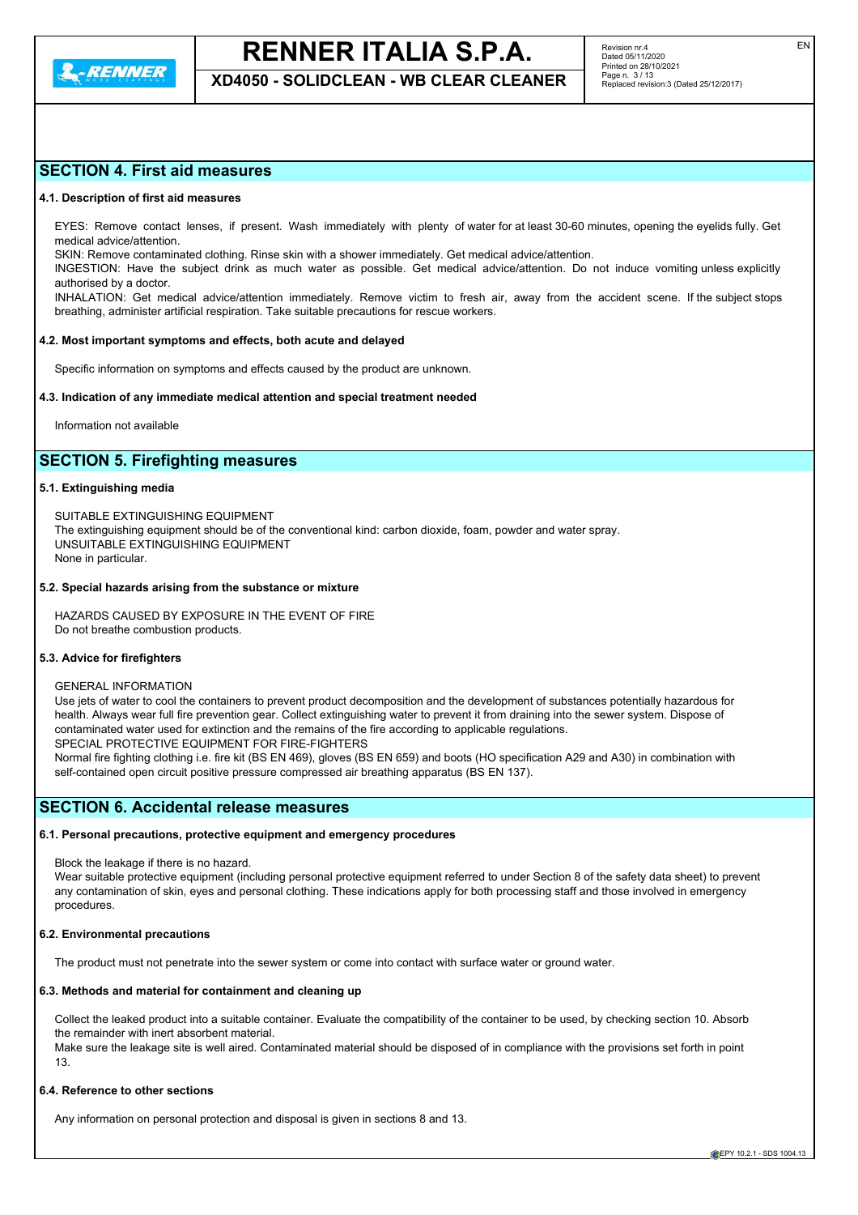## SECTION 4. First aid measures

### 4.1. Description of first aid measures

EYES: Remove contact lenses, if present. Wash immediately with plenty of water for at least 30-60 minutes, opening the eyelids fully. Get medical advice/attention.
SKIN: Remove contaminated clothing. Rinse skin with a shower immediately. Get medical advice/attention.
INGESTION: Have the subject drink as much water as possible. Get medical advice/attention. Do not induce vomiting unless explicitly authorised by a doctor.
INHALATION: Get medical advice/attention immediately. Remove victim to fresh air, away from the accident scene. If the subject stops breathing, administer artificial respiration. Take suitable precautions for rescue workers.

### 4.2. Most important symptoms and effects, both acute and delayed

Specific information on symptoms and effects caused by the product are unknown.

### 4.3. Indication of any immediate medical attention and special treatment needed

Information not available

## SECTION 5. Firefighting measures

### 5.1. Extinguishing media

SUITABLE EXTINGUISHING EQUIPMENT
The extinguishing equipment should be of the conventional kind: carbon dioxide, foam, powder and water spray.
UNSUITABLE EXTINGUISHING EQUIPMENT
None in particular.

### 5.2. Special hazards arising from the substance or mixture

HAZARDS CAUSED BY EXPOSURE IN THE EVENT OF FIRE
Do not breathe combustion products.

### 5.3. Advice for firefighters

GENERAL INFORMATION
Use jets of water to cool the containers to prevent product decomposition and the development of substances potentially hazardous for health. Always wear full fire prevention gear. Collect extinguishing water to prevent it from draining into the sewer system. Dispose of contaminated water used for extinction and the remains of the fire according to applicable regulations.
SPECIAL PROTECTIVE EQUIPMENT FOR FIRE-FIGHTERS
Normal fire fighting clothing i.e. fire kit (BS EN 469), gloves (BS EN 659) and boots (HO specification A29 and A30) in combination with self-contained open circuit positive pressure compressed air breathing apparatus (BS EN 137).

## SECTION 6. Accidental release measures

### 6.1. Personal precautions, protective equipment and emergency procedures

Block the leakage if there is no hazard.
Wear suitable protective equipment (including personal protective equipment referred to under Section 8 of the safety data sheet) to prevent any contamination of skin, eyes and personal clothing. These indications apply for both processing staff and those involved in emergency procedures.

### 6.2. Environmental precautions

The product must not penetrate into the sewer system or come into contact with surface water or ground water.

### 6.3. Methods and material for containment and cleaning up

Collect the leaked product into a suitable container. Evaluate the compatibility of the container to be used, by checking section 10. Absorb the remainder with inert absorbent material.
Make sure the leakage site is well aired. Contaminated material should be disposed of in compliance with the provisions set forth in point 13.

### 6.4. Reference to other sections

Any information on personal protection and disposal is given in sections 8 and 13.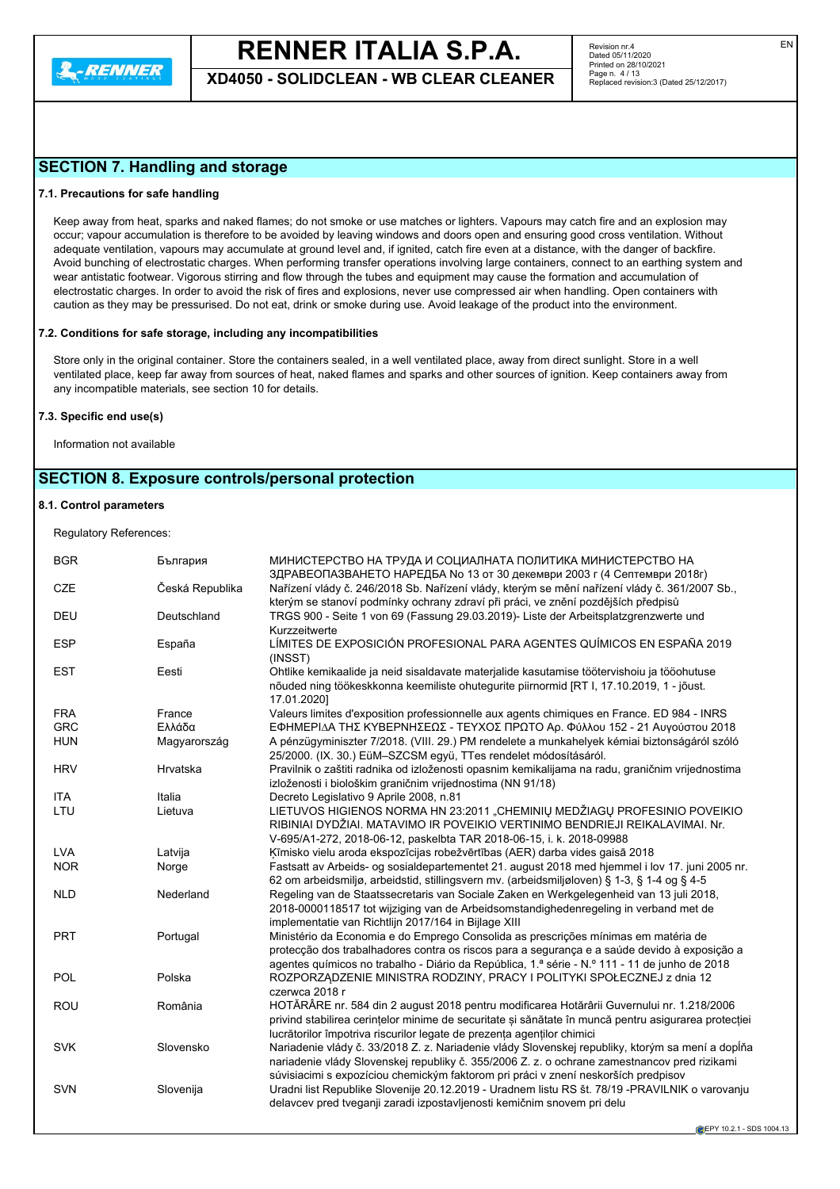## SECTION 7. Handling and storage

### 7.1. Precautions for safe handling

Keep away from heat, sparks and naked flames; do not smoke or use matches or lighters. Vapours may catch fire and an explosion may occur; vapour accumulation is therefore to be avoided by leaving windows and doors open and ensuring good cross ventilation. Without adequate ventilation, vapours may accumulate at ground level and, if ignited, catch fire even at a distance, with the danger of backfire. Avoid bunching of electrostatic charges. When performing transfer operations involving large containers, connect to an earthing system and wear antistatic footwear. Vigorous stirring and flow through the tubes and equipment may cause the formation and accumulation of electrostatic charges. In order to avoid the risk of fires and explosions, never use compressed air when handling. Open containers with caution as they may be pressurised. Do not eat, drink or smoke during use. Avoid leakage of the product into the environment.

### 7.2. Conditions for safe storage, including any incompatibilities

Store only in the original container. Store the containers sealed, in a well ventilated place, away from direct sunlight. Store in a well ventilated place, keep far away from sources of heat, naked flames and sparks and other sources of ignition. Keep containers away from any incompatible materials, see section 10 for details.

### 7.3. Specific end use(s)

Information not available

## SECTION 8. Exposure controls/personal protection

### 8.1. Control parameters

Regulatory References:

| | | |
|---|---|---|
| BGR | България | МИНИСТЕРСТВО НА ТРУДА И СОЦИАЛНАТА ПОЛИТИКА МИНИСТЕРСТВО НА ЗДРАВЕОПАЗВАНЕТО НАРЕДБА No 13 от 30 декември 2003 г (4 Септември 2018г) |
| CZE | Česká Republika | Nařízení vlády č. 246/2018 Sb. Nařízení vlády, kterým se mění nařízení vlády č. 361/2007 Sb., kterým se stanoví podmínky ochrany zdraví při práci, ve znění pozdějších předpisů |
| DEU | Deutschland | TRGS 900 - Seite 1 von 69 (Fassung 29.03.2019)- Liste der Arbeitsplatzgrenzwerte und Kurzzeitwerte |
| ESP | España | LÍMITES DE EXPOSICIÓN PROFESIONAL PARA AGENTES QUÍMICOS EN ESPAÑA 2019 (INSST) |
| EST | Eesti | Ohtlike kemikaalide ja neid sisaldavate materjalide kasutamise töötervishoiu ja tööohutuse nõuded ning töökeskkonna keemiliste ohutegurite piirnormid [RT I, 17.10.2019, 1 - jõust. 17.01.2020] |
| FRA | France | Valeurs limites d'exposition professionnelle aux agents chimiques en France. ED 984 - INRS |
| GRC | Ελλάδα | ΕΦΗΜΕΡΙΔΑ ΤΗΣ ΚΥΒΕΡΝΗΣΕΩΣ - ΤΕΥΧΟΣ ΠΡΩΤΟ Αρ. Φύλλου 152 - 21 Αυγούστου 2018 |
| HUN | Magyarország | A pénzügyminiszter 7/2018. (VIII. 29.) PM rendelete a munkahelyek kémiai biztonságáról szóló 25/2000. (IX. 30.) EüM–SZCSM együ, TTes rendelet módosításáról. |
| HRV | Hrvatska | Pravilnik o zaštiti radnika od izloženosti opasnim kemikalijama na radu, graničnim vrijednostima izloženosti i biološkim graničnim vrijednostima (NN 91/18) |
| ITA | Italia | Decreto Legislativo 9 Aprile 2008, n.81 |
| LTU | Lietuva | LIETUVOS HIGIENOS NORMA HN 23:2011 „CHEMINIŲ MEDŽIAGŲ PROFESINIO POVEIKIO RIBINIAI DYDŽIAI. MATAVIMO IR POVEIKIO VERTINIMO BENDRIEJI REIKALAVIMAI. Nr. V-695/A1-272, 2018-06-12, paskelbta TAR 2018-06-15, i. k. 2018-09988 |
| LVA | Latvija | Ķīmisko vielu aroda ekspozīcijas robežvērtības (AER) darba vides gaisā 2018 |
| NOR | Norge | Fastsatt av Arbeids- og sosialdepartementet 21. august 2018 med hjemmel i lov 17. juni 2005 nr. 62 om arbeidsmiljø, arbeidstid, stillingsvern mv. (arbeidsmiljøloven) § 1-3, § 1-4 og § 4-5 |
| NLD | Nederland | Regeling van de Staatssecretaris van Sociale Zaken en Werkgelegenheid van 13 juli 2018, 2018-0000118517 tot wijziging van de Arbeidsomstandighedenregeling in verband met de implementatie van Richtlijn 2017/164 in Bijlage XIII |
| PRT | Portugal | Ministério da Economia e do Emprego Consolida as prescrições mínimas em matéria de protecção dos trabalhadores contra os riscos para a segurança e a saúde devido à exposição a agentes químicos no trabalho - Diário da República, 1.ª série - N.º 111 - 11 de junho de 2018 |
| POL | Polska | ROZPORZĄDZENIE MINISTRA RODZINY, PRACY I POLITYKI SPOŁECZNEJ z dnia 12 czerwca 2018 r |
| ROU | România | HOTĂRÂRE nr. 584 din 2 august 2018 pentru modificarea Hotărârii Guvernului nr. 1.218/2006 privind stabilirea cerințelor minime de securitate și sănătate în muncă pentru asigurarea protecției lucrătorilor împotriva riscurilor legate de prezența agenților chimici |
| SVK | Slovensko | Nariadenie vlády č. 33/2018 Z. z. Nariadenie vlády Slovenskej republiky, ktorým sa mení a dopĺňa nariadenie vlády Slovenskej republiky č. 355/2006 Z. z. o ochrane zamestnancov pred rizikami súvisiacimi s expozíciou chemickým faktorom pri práci v znení neskorších predpisov |
| SVN | Slovenija | Uradni list Republike Slovenije 20.12.2019 - Uradnem listu RS št. 78/19 -PRAVILNIK o varovanju delavcev pred tveganji zaradi izpostavljenosti kemičnim snovem pri delu |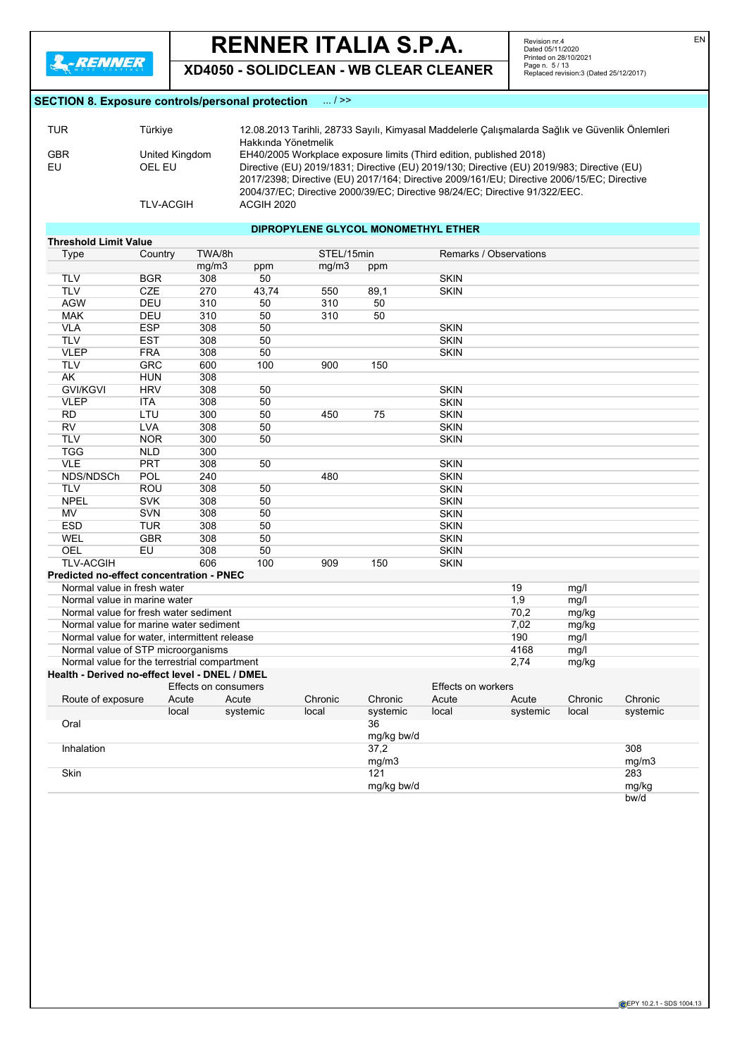## SECTION 8. Exposure controls/personal protection ... / >>

| | | |
|---|---|---|
| TUR | Türkiye | 12.08.2013 Tarihli, 28733 Sayılı, Kimyasal Maddelerle Çalışmalarda Sağlık ve Güvenlik Önlemleri Hakkında Yönetmelik |
| GBR | United Kingdom | EH40/2005 Workplace exposure limits (Third edition, published 2018) |
| EU | OEL EU | Directive (EU) 2019/1831; Directive (EU) 2019/130; Directive (EU) 2019/983; Directive (EU) 2017/2398; Directive (EU) 2017/164; Directive 2009/161/EU; Directive 2006/15/EC; Directive 2004/37/EC; Directive 2000/39/EC; Directive 98/24/EC; Directive 91/322/EEC. |
| | TLV-ACGIH | ACGIH 2020 |

### DIPROPYLENE GLYCOL MONOMETHYL ETHER

**Threshold Limit Value**

| Type | Country | TWA/8h | | STEL/15min | | Remarks / Observations |
|---|---|---|---|---|---|---|
| | | mg/m3 | ppm | mg/m3 | ppm | |
| TLV | BGR | 308 | 50 | | | SKIN |
| TLV | CZE | 270 | 43,74 | 550 | 89,1 | SKIN |
| AGW | DEU | 310 | 50 | 310 | 50 | |
| MAK | DEU | 310 | 50 | 310 | 50 | |
| VLA | ESP | 308 | 50 | | | SKIN |
| TLV | EST | 308 | 50 | | | SKIN |
| VLEP | FRA | 308 | 50 | | | SKIN |
| TLV | GRC | 600 | 100 | 900 | 150 | |
| AK | HUN | 308 | | | | |
| GVI/KGVI | HRV | 308 | 50 | | | SKIN |
| VLEP | ITA | 308 | 50 | | | SKIN |
| RD | LTU | 300 | 50 | 450 | 75 | SKIN |
| RV | LVA | 308 | 50 | | | SKIN |
| TLV | NOR | 300 | 50 | | | SKIN |
| TGG | NLD | 300 | | | | |
| VLE | PRT | 308 | 50 | | | SKIN |
| NDS/NDSCh | POL | 240 | | 480 | | SKIN |
| TLV | ROU | 308 | 50 | | | SKIN |
| NPEL | SVK | 308 | 50 | | | SKIN |
| MV | SVN | 308 | 50 | | | SKIN |
| ESD | TUR | 308 | 50 | | | SKIN |
| WEL | GBR | 308 | 50 | | | SKIN |
| OEL | EU | 308 | 50 | | | SKIN |
| TLV-ACGIH | | 606 | 100 | 909 | 150 | SKIN |

**Predicted no-effect concentration - PNEC**

| | | |
|---|---|---|
| Normal value in fresh water | 19 | mg/l |
| Normal value in marine water | 1,9 | mg/l |
| Normal value for fresh water sediment | 70,2 | mg/kg |
| Normal value for marine water sediment | 7,02 | mg/kg |
| Normal value for water, intermittent release | 190 | mg/l |
| Normal value of STP microorganisms | 4168 | mg/l |
| Normal value for the terrestrial compartment | 2,74 | mg/kg |

**Health - Derived no-effect level - DNEL / DMEL**

| | Effects on consumers | | | | Effects on workers | | | |
|---|---|---|---|---|---|---|---|---|
| Route of exposure | Acute local | Acute systemic | Chronic local | Chronic systemic | Acute local | Acute systemic | Chronic local | Chronic systemic |
| Oral | | | | 36 mg/kg bw/d | | | | |
| Inhalation | | | | 37,2 mg/m3 | | | | 308 mg/m3 |
| Skin | | | | 121 mg/kg bw/d | | | | 283 mg/kg bw/d |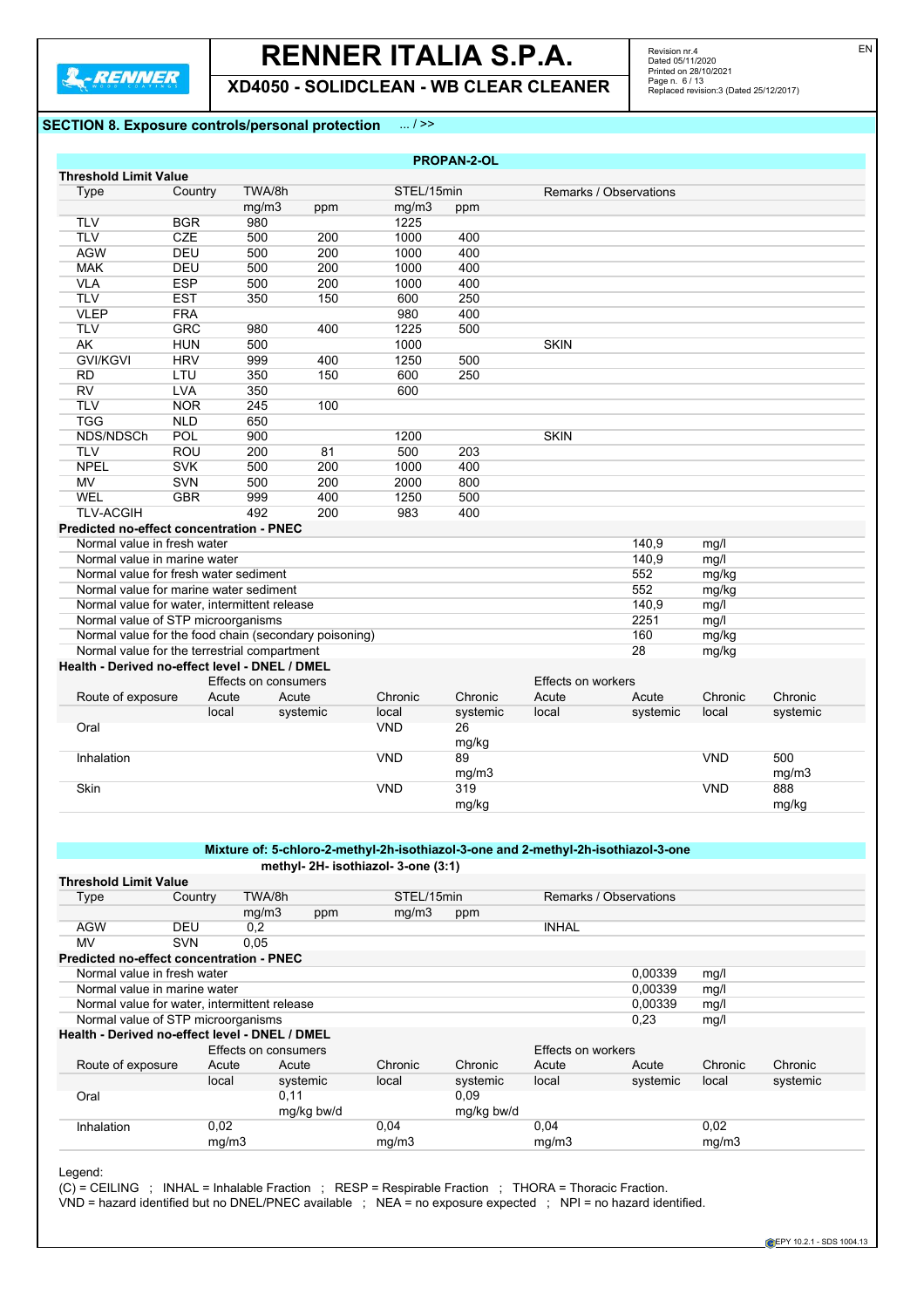## SECTION 8. Exposure controls/personal protection ... / >>

### PROPAN-2-OL

**Threshold Limit Value**

| Type | Country | TWA/8h mg/m3 | TWA/8h ppm | STEL/15min mg/m3 | STEL/15min ppm | Remarks / Observations |
|---|---|---|---|---|---|---|
| TLV | BGR | 980 | | 1225 | | |
| TLV | CZE | 500 | 200 | 1000 | 400 | |
| AGW | DEU | 500 | 200 | 1000 | 400 | |
| MAK | DEU | 500 | 200 | 1000 | 400 | |
| VLA | ESP | 500 | 200 | 1000 | 400 | |
| TLV | EST | 350 | 150 | 600 | 250 | |
| VLEP | FRA | | | 980 | 400 | |
| TLV | GRC | 980 | 400 | 1225 | 500 | |
| AK | HUN | 500 | | 1000 | | SKIN |
| GVI/KGVI | HRV | 999 | 400 | 1250 | 500 | |
| RD | LTU | 350 | 150 | 600 | 250 | |
| RV | LVA | 350 | | 600 | | |
| TLV | NOR | 245 | 100 | | | |
| TGG | NLD | 650 | | | | |
| NDS/NDSCh | POL | 900 | | 1200 | | SKIN |
| TLV | ROU | 200 | 81 | 500 | 203 | |
| NPEL | SVK | 500 | 200 | 1000 | 400 | |
| MV | SVN | 500 | 200 | 2000 | 800 | |
| WEL | GBR | 999 | 400 | 1250 | 500 | |
| TLV-ACGIH | | 492 | 200 | 983 | 400 | |

**Predicted no-effect concentration - PNEC**

| | Value | Unit |
|---|---|---|
| Normal value in fresh water | 140,9 | mg/l |
| Normal value in marine water | 140,9 | mg/l |
| Normal value for fresh water sediment | 552 | mg/kg |
| Normal value for marine water sediment | 552 | mg/kg |
| Normal value for water, intermittent release | 140,9 | mg/l |
| Normal value of STP microorganisms | 2251 | mg/l |
| Normal value for the food chain (secondary poisoning) | 160 | mg/kg |
| Normal value for the terrestrial compartment | 28 | mg/kg |

**Health - Derived no-effect level - DNEL / DMEL**

| Route of exposure | Effects on consumers Acute local | Acute systemic | Chronic local | Chronic systemic | Effects on workers Acute local | Acute systemic | Chronic local | Chronic systemic |
|---|---|---|---|---|---|---|---|---|
| Oral | | | VND | 26 mg/kg | | | | |
| Inhalation | | | VND | 89 mg/m3 | | | VND | 500 mg/m3 |
| Skin | | | VND | 319 mg/kg | | | VND | 888 mg/kg |

### Mixture of: 5-chloro-2-methyl-2h-isothiazol-3-one and 2-methyl-2h-isothiazol-3-one methyl- 2H- isothiazol- 3-one (3:1)

**Threshold Limit Value**

| Type | Country | TWA/8h mg/m3 | TWA/8h ppm | STEL/15min mg/m3 | STEL/15min ppm | Remarks / Observations |
|---|---|---|---|---|---|---|
| AGW | DEU | 0,2 | | | | INHAL |
| MV | SVN | 0,05 | | | | |

**Predicted no-effect concentration - PNEC**

| | Value | Unit |
|---|---|---|
| Normal value in fresh water | 0,00339 | mg/l |
| Normal value in marine water | 0,00339 | mg/l |
| Normal value for water, intermittent release | 0,00339 | mg/l |
| Normal value of STP microorganisms | 0,23 | mg/l |

**Health - Derived no-effect level - DNEL / DMEL**

| Route of exposure | Effects on consumers Acute local | Acute systemic | Chronic local | Chronic systemic | Effects on workers Acute local | Acute systemic | Chronic local | Chronic systemic |
|---|---|---|---|---|---|---|---|---|
| Oral | | 0,11 mg/kg bw/d | | 0,09 mg/kg bw/d | | | | |
| Inhalation | 0,02 mg/m3 | | 0,04 mg/m3 | | 0,04 mg/m3 | | 0,02 mg/m3 | |

Legend:
(C) = CEILING ; INHAL = Inhalable Fraction ; RESP = Respirable Fraction ; THORA = Thoracic Fraction.
VND = hazard identified but no DNEL/PNEC available ; NEA = no exposure expected ; NPI = no hazard identified.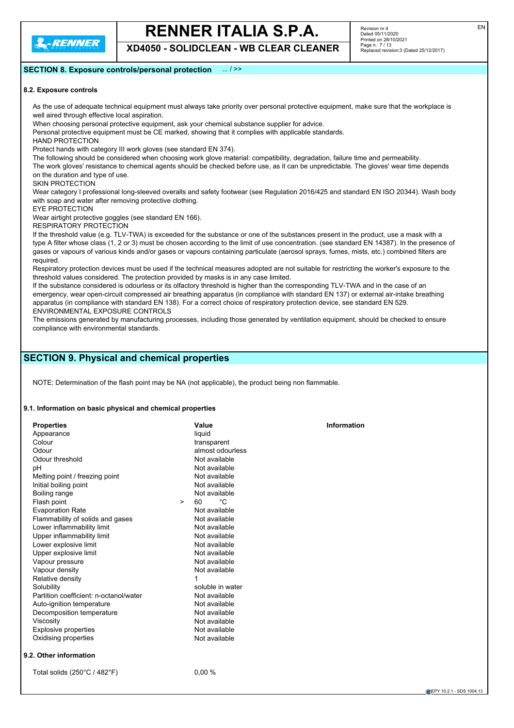## SECTION 8. Exposure controls/personal protection ... / >>

### 8.2. Exposure controls

As the use of adequate technical equipment must always take priority over personal protective equipment, make sure that the workplace is well aired through effective local aspiration.
When choosing personal protective equipment, ask your chemical substance supplier for advice.
Personal protective equipment must be CE marked, showing that it complies with applicable standards.
HAND PROTECTION
Protect hands with category III work gloves (see standard EN 374).
The following should be considered when choosing work glove material: compatibility, degradation, failure time and permeability.
The work gloves' resistance to chemical agents should be checked before use, as it can be unpredictable. The gloves' wear time depends on the duration and type of use.
SKIN PROTECTION
Wear category I professional long-sleeved overalls and safety footwear (see Regulation 2016/425 and standard EN ISO 20344). Wash body with soap and water after removing protective clothing.
EYE PROTECTION
Wear airtight protective goggles (see standard EN 166).
RESPIRATORY PROTECTION
If the threshold value (e.g. TLV-TWA) is exceeded for the substance or one of the substances present in the product, use a mask with a type A filter whose class (1, 2 or 3) must be chosen according to the limit of use concentration. (see standard EN 14387). In the presence of gases or vapours of various kinds and/or gases or vapours containing particulate (aerosol sprays, fumes, mists, etc.) combined filters are required.
Respiratory protection devices must be used if the technical measures adopted are not suitable for restricting the worker's exposure to the threshold values considered. The protection provided by masks is in any case limited.
If the substance considered is odourless or its olfactory threshold is higher than the corresponding TLV-TWA and in the case of an emergency, wear open-circuit compressed air breathing apparatus (in compliance with standard EN 137) or external air-intake breathing apparatus (in compliance with standard EN 138). For a correct choice of respiratory protection device, see standard EN 529.
ENVIRONMENTAL EXPOSURE CONTROLS
The emissions generated by manufacturing processes, including those generated by ventilation equipment, should be checked to ensure compliance with environmental standards.

## SECTION 9. Physical and chemical properties

NOTE: Determination of the flash point may be NA (not applicable), the product being non flammable.

### 9.1. Information on basic physical and chemical properties

| Properties | Value | Information |
|---|---|---|
| Appearance | liquid | |
| Colour | transparent | |
| Odour | almost odourless | |
| Odour threshold | Not available | |
| pH | Not available | |
| Melting point / freezing point | Not available | |
| Initial boiling point | Not available | |
| Boiling range | Not available | |
| Flash point | > 60 °C | |
| Evaporation Rate | Not available | |
| Flammability of solids and gases | Not available | |
| Lower inflammability limit | Not available | |
| Upper inflammability limit | Not available | |
| Lower explosive limit | Not available | |
| Upper explosive limit | Not available | |
| Vapour pressure | Not available | |
| Vapour density | Not available | |
| Relative density | 1 | |
| Solubility | soluble in water | |
| Partition coefficient: n-octanol/water | Not available | |
| Auto-ignition temperature | Not available | |
| Decomposition temperature | Not available | |
| Viscosity | Not available | |
| Explosive properties | Not available | |
| Oxidising properties | Not available | |

### 9.2. Other information

| | |
|---|---|
| Total solids (250°C / 482°F) | 0,00 % |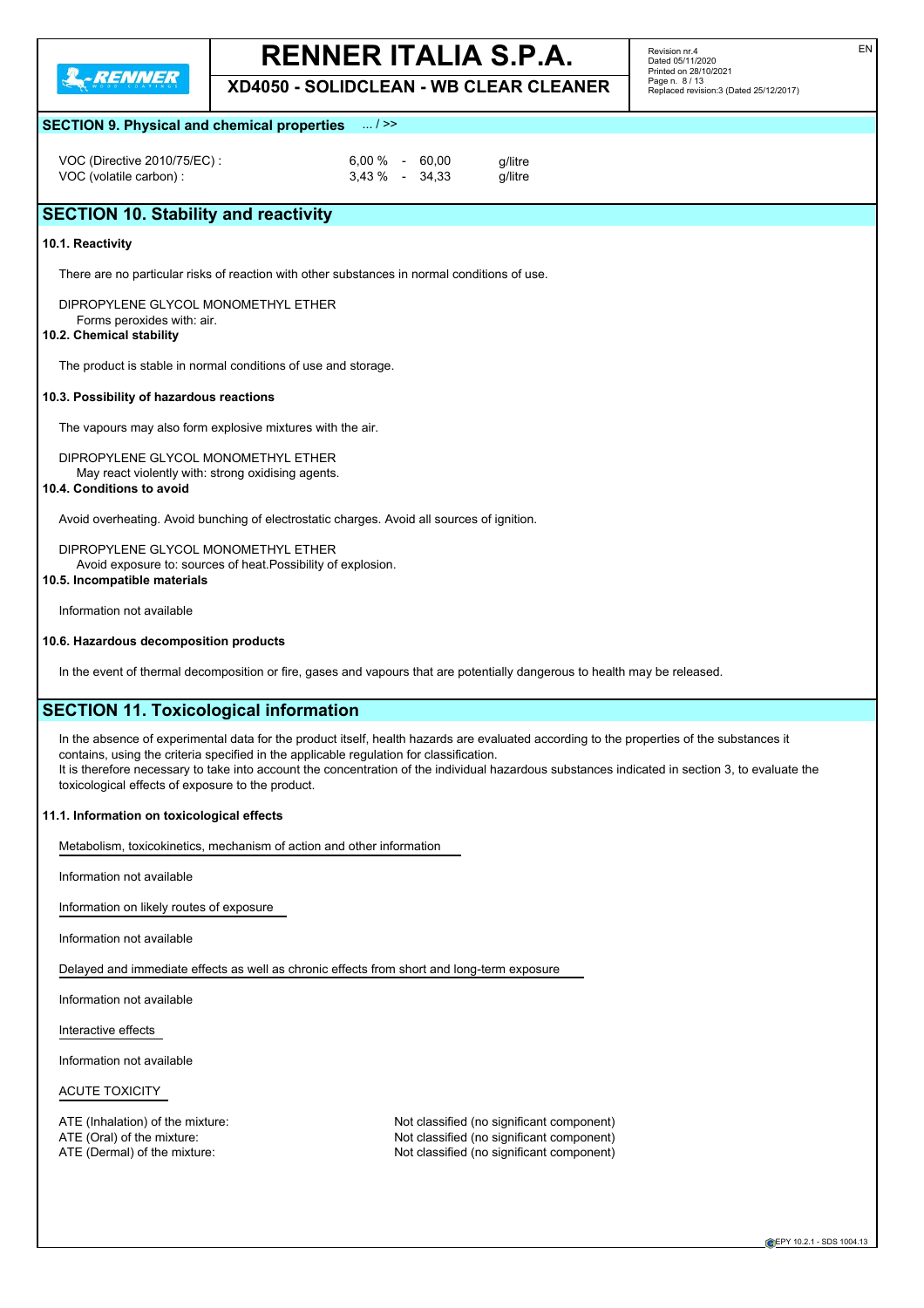## SECTION 9. Physical and chemical properties ... / >>

| | | |
|---|---|---|
| VOC (Directive 2010/75/EC) : | 6,00 % - 60,00 | g/litre |
| VOC (volatile carbon) : | 3,43 % - 34,33 | g/litre |

## SECTION 10. Stability and reactivity

### 10.1. Reactivity

There are no particular risks of reaction with other substances in normal conditions of use.

DIPROPYLENE GLYCOL MONOMETHYL ETHER
Forms peroxides with: air.

### 10.2. Chemical stability

The product is stable in normal conditions of use and storage.

### 10.3. Possibility of hazardous reactions

The vapours may also form explosive mixtures with the air.

DIPROPYLENE GLYCOL MONOMETHYL ETHER
May react violently with: strong oxidising agents.

### 10.4. Conditions to avoid

Avoid overheating. Avoid bunching of electrostatic charges. Avoid all sources of ignition.

DIPROPYLENE GLYCOL MONOMETHYL ETHER
Avoid exposure to: sources of heat.Possibility of explosion.

### 10.5. Incompatible materials

Information not available

### 10.6. Hazardous decomposition products

In the event of thermal decomposition or fire, gases and vapours that are potentially dangerous to health may be released.

## SECTION 11. Toxicological information

In the absence of experimental data for the product itself, health hazards are evaluated according to the properties of the substances it contains, using the criteria specified in the applicable regulation for classification.
It is therefore necessary to take into account the concentration of the individual hazardous substances indicated in section 3, to evaluate the toxicological effects of exposure to the product.

### 11.1. Information on toxicological effects

Metabolism, toxicokinetics, mechanism of action and other information

Information not available

Information on likely routes of exposure

Information not available

Delayed and immediate effects as well as chronic effects from short and long-term exposure

Information not available

Interactive effects

Information not available

ACUTE TOXICITY

| | |
|---|---|
| ATE (Inhalation) of the mixture: | Not classified (no significant component) |
| ATE (Oral) of the mixture: | Not classified (no significant component) |
| ATE (Dermal) of the mixture: | Not classified (no significant component) |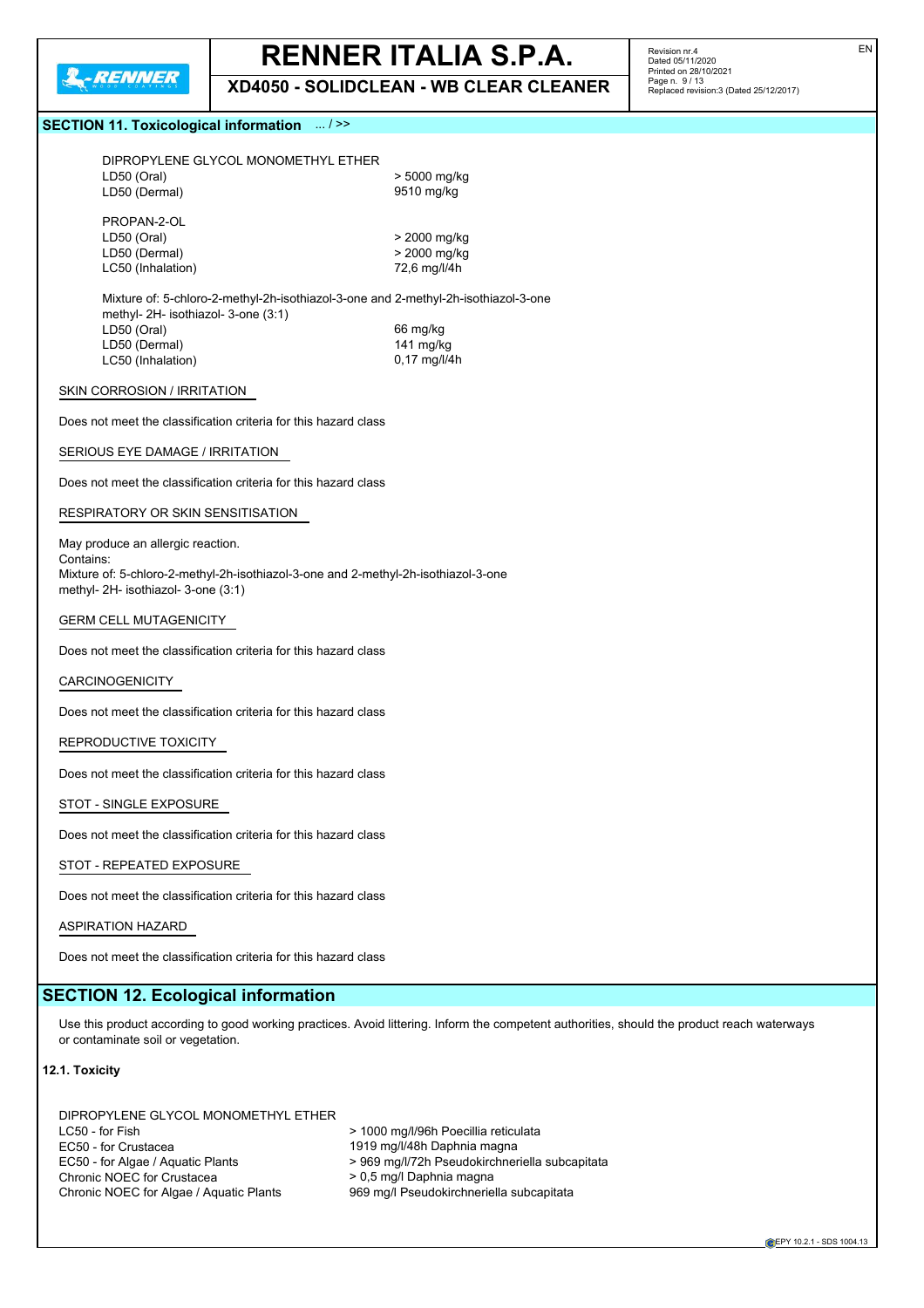## SECTION 11. Toxicological information ... / >>

DIPROPYLENE GLYCOL MONOMETHYL ETHER

| | |
|---|---|
| LD50 (Oral) | > 5000 mg/kg |
| LD50 (Dermal) | 9510 mg/kg |

PROPAN-2-OL

| | |
|---|---|
| LD50 (Oral) | > 2000 mg/kg |
| LD50 (Dermal) | > 2000 mg/kg |
| LC50 (Inhalation) | 72,6 mg/l/4h |

Mixture of: 5-chloro-2-methyl-2h-isothiazol-3-one and 2-methyl-2h-isothiazol-3-one methyl- 2H- isothiazol- 3-one (3:1)

| | |
|---|---|
| LD50 (Oral) | 66 mg/kg |
| LD50 (Dermal) | 141 mg/kg |
| LC50 (Inhalation) | 0,17 mg/l/4h |

SKIN CORROSION / IRRITATION

Does not meet the classification criteria for this hazard class

SERIOUS EYE DAMAGE / IRRITATION

Does not meet the classification criteria for this hazard class

RESPIRATORY OR SKIN SENSITISATION

May produce an allergic reaction.
Contains:
Mixture of: 5-chloro-2-methyl-2h-isothiazol-3-one and 2-methyl-2h-isothiazol-3-one methyl- 2H- isothiazol- 3-one (3:1)

GERM CELL MUTAGENICITY

Does not meet the classification criteria for this hazard class

CARCINOGENICITY

Does not meet the classification criteria for this hazard class

REPRODUCTIVE TOXICITY

Does not meet the classification criteria for this hazard class

STOT - SINGLE EXPOSURE

Does not meet the classification criteria for this hazard class

STOT - REPEATED EXPOSURE

Does not meet the classification criteria for this hazard class

ASPIRATION HAZARD

Does not meet the classification criteria for this hazard class

## SECTION 12. Ecological information

Use this product according to good working practices. Avoid littering. Inform the competent authorities, should the product reach waterways or contaminate soil or vegetation.

### 12.1. Toxicity

DIPROPYLENE GLYCOL MONOMETHYL ETHER

| | |
|---|---|
| LC50 - for Fish | > 1000 mg/l/96h Poecillia reticulata |
| EC50 - for Crustacea | 1919 mg/l/48h Daphnia magna |
| EC50 - for Algae / Aquatic Plants | > 969 mg/l/72h Pseudokirchneriella subcapitata |
| Chronic NOEC for Crustacea | > 0,5 mg/l Daphnia magna |
| Chronic NOEC for Algae / Aquatic Plants | 969 mg/l Pseudokirchneriella subcapitata |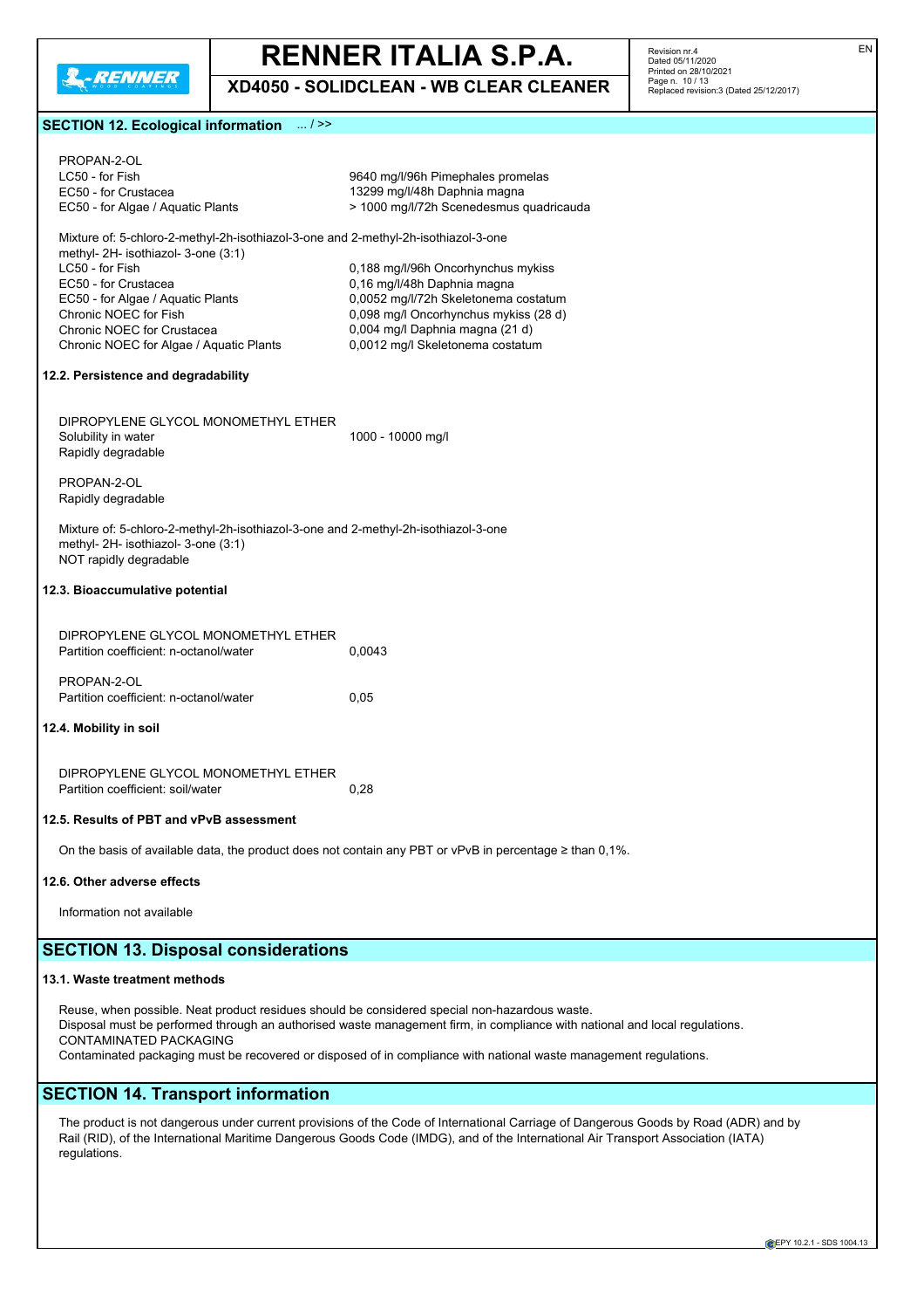## SECTION 12. Ecological information ... / >>

PROPAN-2-OL

| | |
|---|---|
| LC50 - for Fish | 9640 mg/l/96h Pimephales promelas |
| EC50 - for Crustacea | 13299 mg/l/48h Daphnia magna |
| EC50 - for Algae / Aquatic Plants | > 1000 mg/l/72h Scenedesmus quadricauda |

Mixture of: 5-chloro-2-methyl-2h-isothiazol-3-one and 2-methyl-2h-isothiazol-3-one methyl- 2H- isothiazol- 3-one (3:1)

| | |
|---|---|
| LC50 - for Fish | 0,188 mg/l/96h Oncorhynchus mykiss |
| EC50 - for Crustacea | 0,16 mg/l/48h Daphnia magna |
| EC50 - for Algae / Aquatic Plants | 0,0052 mg/l/72h Skeletonema costatum |
| Chronic NOEC for Fish | 0,098 mg/l Oncorhynchus mykiss (28 d) |
| Chronic NOEC for Crustacea | 0,004 mg/l Daphnia magna (21 d) |
| Chronic NOEC for Algae / Aquatic Plants | 0,0012 mg/l Skeletonema costatum |

### 12.2. Persistence and degradability

DIPROPYLENE GLYCOL MONOMETHYL ETHER

| | |
|---|---|
| Solubility in water | 1000 - 10000 mg/l |
| Rapidly degradable | |

PROPAN-2-OL

Rapidly degradable

Mixture of: 5-chloro-2-methyl-2h-isothiazol-3-one and 2-methyl-2h-isothiazol-3-one methyl- 2H- isothiazol- 3-one (3:1)

NOT rapidly degradable

### 12.3. Bioaccumulative potential

DIPROPYLENE GLYCOL MONOMETHYL ETHER

| | |
|---|---|
| Partition coefficient: n-octanol/water | 0,0043 |

PROPAN-2-OL

| | |
|---|---|
| Partition coefficient: n-octanol/water | 0,05 |

### 12.4. Mobility in soil

DIPROPYLENE GLYCOL MONOMETHYL ETHER

| | |
|---|---|
| Partition coefficient: soil/water | 0,28 |

### 12.5. Results of PBT and vPvB assessment

On the basis of available data, the product does not contain any PBT or vPvB in percentage ≥ than 0,1%.

### 12.6. Other adverse effects

Information not available

## SECTION 13. Disposal considerations

### 13.1. Waste treatment methods

Reuse, when possible. Neat product residues should be considered special non-hazardous waste.
Disposal must be performed through an authorised waste management firm, in compliance with national and local regulations.
CONTAMINATED PACKAGING
Contaminated packaging must be recovered or disposed of in compliance with national waste management regulations.

## SECTION 14. Transport information

The product is not dangerous under current provisions of the Code of International Carriage of Dangerous Goods by Road (ADR) and by Rail (RID), of the International Maritime Dangerous Goods Code (IMDG), and of the International Air Transport Association (IATA) regulations.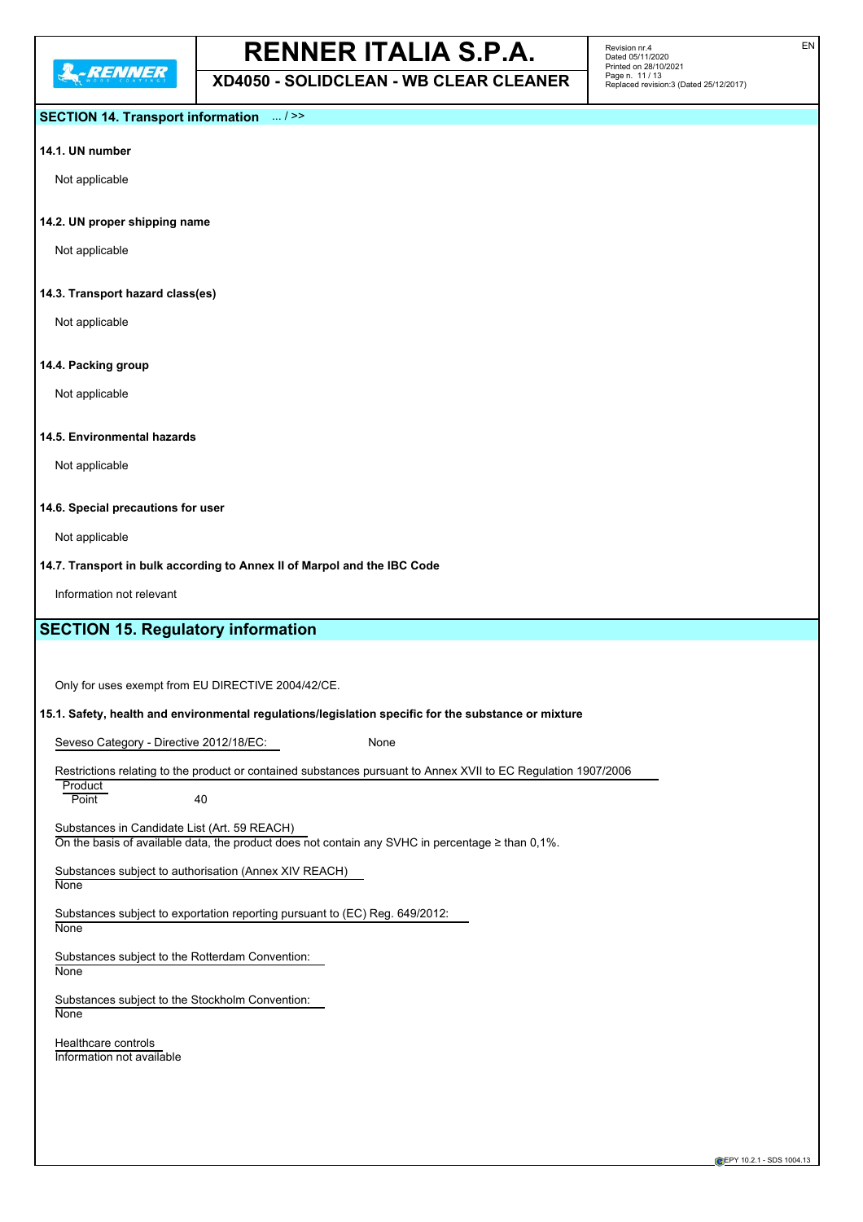## SECTION 14. Transport information ... / >>

**14.1. UN number**

Not applicable

**14.2. UN proper shipping name**

Not applicable

**14.3. Transport hazard class(es)**

Not applicable

**14.4. Packing group**

Not applicable

**14.5. Environmental hazards**

Not applicable

**14.6. Special precautions for user**

Not applicable

**14.7. Transport in bulk according to Annex II of Marpol and the IBC Code**

Information not relevant

## SECTION 15. Regulatory information

Only for uses exempt from EU DIRECTIVE 2004/42/CE.

**15.1. Safety, health and environmental regulations/legislation specific for the substance or mixture**

Seveso Category - Directive 2012/18/EC: None

Restrictions relating to the product or contained substances pursuant to Annex XVII to EC Regulation 1907/2006

Product
Point 40

Substances in Candidate List (Art. 59 REACH)
On the basis of available data, the product does not contain any SVHC in percentage ≥ than 0,1%.

Substances subject to authorisation (Annex XIV REACH)
None

Substances subject to exportation reporting pursuant to (EC) Reg. 649/2012:
None

Substances subject to the Rotterdam Convention:
None

Substances subject to the Stockholm Convention:
None

Healthcare controls
Information not available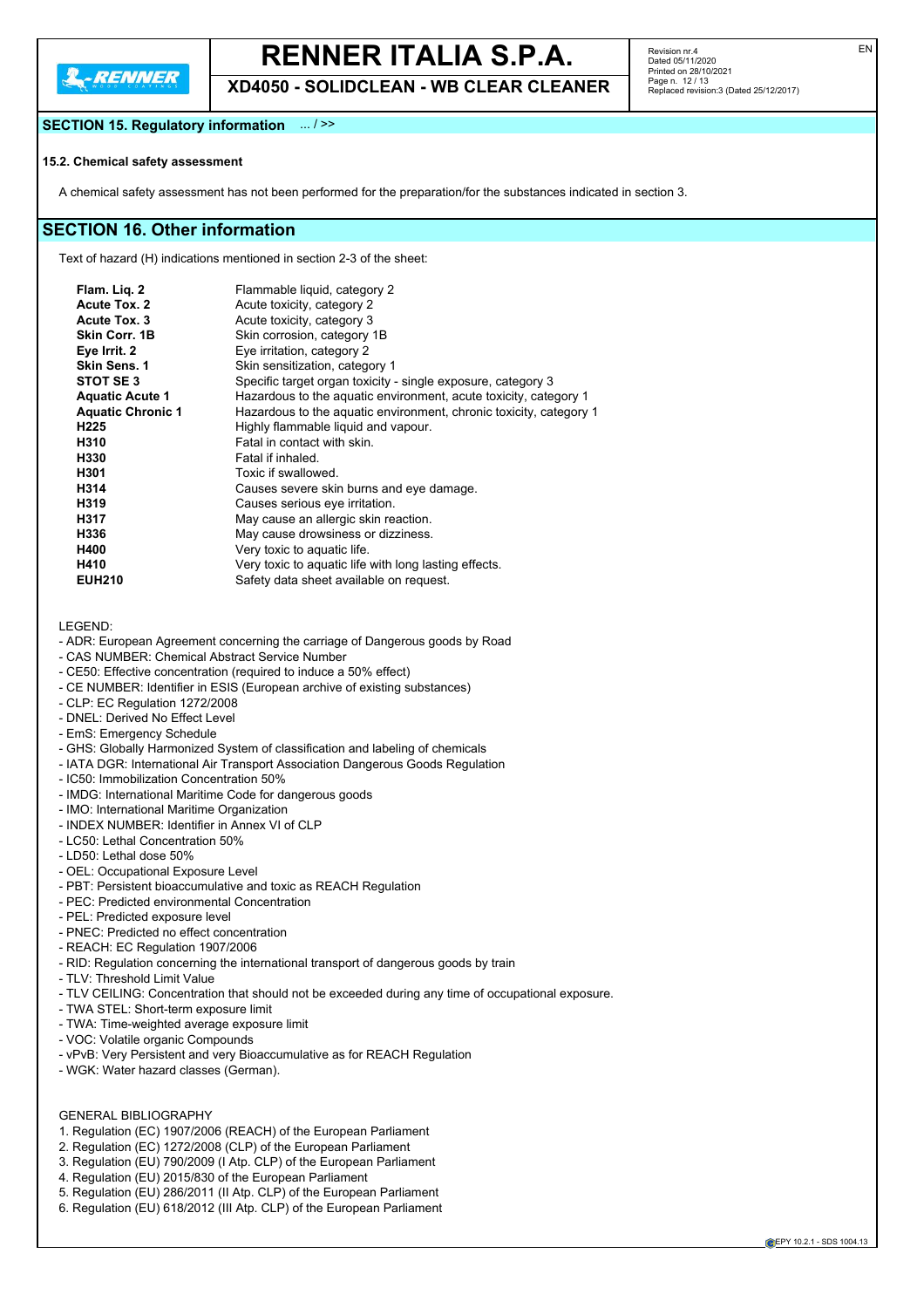## SECTION 15. Regulatory information ... / >>

### 15.2. Chemical safety assessment

A chemical safety assessment has not been performed for the preparation/for the substances indicated in section 3.

## SECTION 16. Other information

Text of hazard (H) indications mentioned in section 2-3 of the sheet:

| | |
|---|---|
| **Flam. Liq. 2** | Flammable liquid, category 2 |
| **Acute Tox. 2** | Acute toxicity, category 2 |
| **Acute Tox. 3** | Acute toxicity, category 3 |
| **Skin Corr. 1B** | Skin corrosion, category 1B |
| **Eye Irrit. 2** | Eye irritation, category 2 |
| **Skin Sens. 1** | Skin sensitization, category 1 |
| **STOT SE 3** | Specific target organ toxicity - single exposure, category 3 |
| **Aquatic Acute 1** | Hazardous to the aquatic environment, acute toxicity, category 1 |
| **Aquatic Chronic 1** | Hazardous to the aquatic environment, chronic toxicity, category 1 |
| **H225** | Highly flammable liquid and vapour. |
| **H310** | Fatal in contact with skin. |
| **H330** | Fatal if inhaled. |
| **H301** | Toxic if swallowed. |
| **H314** | Causes severe skin burns and eye damage. |
| **H319** | Causes serious eye irritation. |
| **H317** | May cause an allergic skin reaction. |
| **H336** | May cause drowsiness or dizziness. |
| **H400** | Very toxic to aquatic life. |
| **H410** | Very toxic to aquatic life with long lasting effects. |
| **EUH210** | Safety data sheet available on request. |

LEGEND:

- ADR: European Agreement concerning the carriage of Dangerous goods by Road
- CAS NUMBER: Chemical Abstract Service Number
- CE50: Effective concentration (required to induce a 50% effect)
- CE NUMBER: Identifier in ESIS (European archive of existing substances)
- CLP: EC Regulation 1272/2008
- DNEL: Derived No Effect Level
- EmS: Emergency Schedule
- GHS: Globally Harmonized System of classification and labeling of chemicals
- IATA DGR: International Air Transport Association Dangerous Goods Regulation
- IC50: Immobilization Concentration 50%
- IMDG: International Maritime Code for dangerous goods
- IMO: International Maritime Organization
- INDEX NUMBER: Identifier in Annex VI of CLP
- LC50: Lethal Concentration 50%
- LD50: Lethal dose 50%
- OEL: Occupational Exposure Level
- PBT: Persistent bioaccumulative and toxic as REACH Regulation
- PEC: Predicted environmental Concentration
- PEL: Predicted exposure level
- PNEC: Predicted no effect concentration
- REACH: EC Regulation 1907/2006
- RID: Regulation concerning the international transport of dangerous goods by train
- TLV: Threshold Limit Value
- TLV CEILING: Concentration that should not be exceeded during any time of occupational exposure.
- TWA STEL: Short-term exposure limit
- TWA: Time-weighted average exposure limit
- VOC: Volatile organic Compounds
- vPvB: Very Persistent and very Bioaccumulative as for REACH Regulation
- WGK: Water hazard classes (German).

GENERAL BIBLIOGRAPHY

1. Regulation (EC) 1907/2006 (REACH) of the European Parliament
2. Regulation (EC) 1272/2008 (CLP) of the European Parliament
3. Regulation (EU) 790/2009 (I Atp. CLP) of the European Parliament
4. Regulation (EU) 2015/830 of the European Parliament
5. Regulation (EU) 286/2011 (II Atp. CLP) of the European Parliament
6. Regulation (EU) 618/2012 (III Atp. CLP) of the European Parliament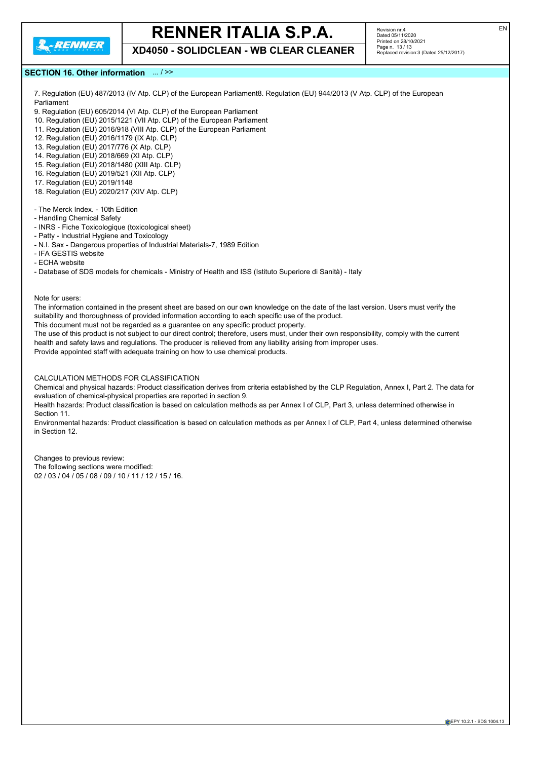## SECTION 16. Other information ... / >>

7. Regulation (EU) 487/2013 (IV Atp. CLP) of the European Parliament8. Regulation (EU) 944/2013 (V Atp. CLP) of the European Parliament
9. Regulation (EU) 605/2014 (VI Atp. CLP) of the European Parliament
10. Regulation (EU) 2015/1221 (VII Atp. CLP) of the European Parliament
11. Regulation (EU) 2016/918 (VIII Atp. CLP) of the European Parliament
12. Regulation (EU) 2016/1179 (IX Atp. CLP)
13. Regulation (EU) 2017/776 (X Atp. CLP)
14. Regulation (EU) 2018/669 (XI Atp. CLP)
15. Regulation (EU) 2018/1480 (XIII Atp. CLP)
16. Regulation (EU) 2019/521 (XII Atp. CLP)
17. Regulation (EU) 2019/1148
18. Regulation (EU) 2020/217 (XIV Atp. CLP)

- The Merck Index. - 10th Edition
- Handling Chemical Safety
- INRS - Fiche Toxicologique (toxicological sheet)
- Patty - Industrial Hygiene and Toxicology
- N.I. Sax - Dangerous properties of Industrial Materials-7, 1989 Edition
- IFA GESTIS website
- ECHA website
- Database of SDS models for chemicals - Ministry of Health and ISS (Istituto Superiore di Sanità) - Italy

Note for users:
The information contained in the present sheet are based on our own knowledge on the date of the last version. Users must verify the suitability and thoroughness of provided information according to each specific use of the product.
This document must not be regarded as a guarantee on any specific product property.
The use of this product is not subject to our direct control; therefore, users must, under their own responsibility, comply with the current health and safety laws and regulations. The producer is relieved from any liability arising from improper uses.
Provide appointed staff with adequate training on how to use chemical products.

CALCULATION METHODS FOR CLASSIFICATION
Chemical and physical hazards: Product classification derives from criteria established by the CLP Regulation, Annex I, Part 2. The data for evaluation of chemical-physical properties are reported in section 9.
Health hazards: Product classification is based on calculation methods as per Annex I of CLP, Part 3, unless determined otherwise in Section 11.
Environmental hazards: Product classification is based on calculation methods as per Annex I of CLP, Part 4, unless determined otherwise in Section 12.

Changes to previous review:
The following sections were modified:
02 / 03 / 04 / 05 / 08 / 09 / 10 / 11 / 12 / 15 / 16.